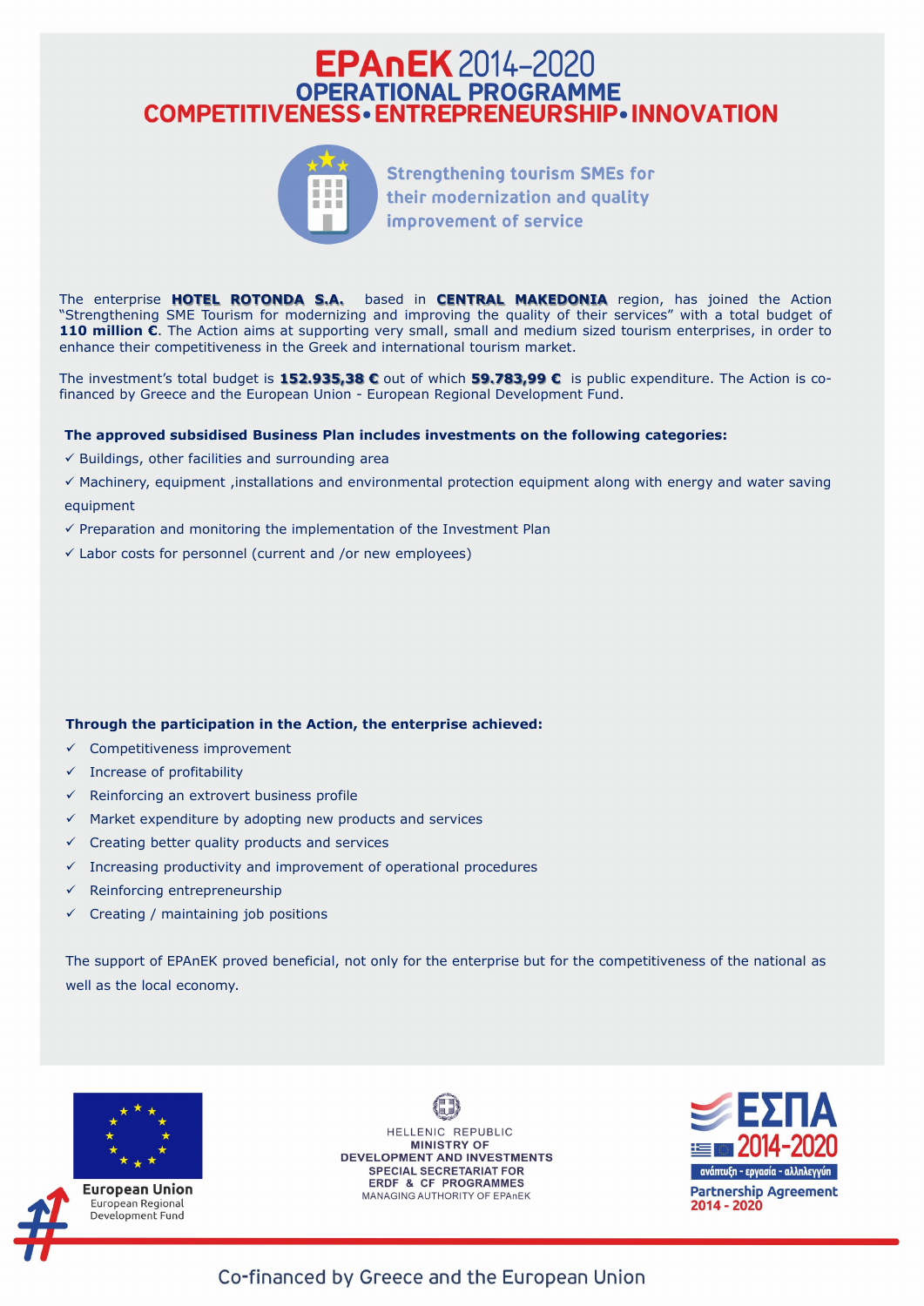# EPAnEK 2014-2020

## OPERATIONAL PROGRAMME

## COMPETITIVENESS • ENTREPRENEURSHIP • INNOVATION

### Strengthening tourism SMEs for their modernization and quality improvement of service

The enterprise **HOTEL ROTONDA S.A.** based in **CENTRAL MAKEDONIA** region, has joined the Action "Strengthening SME Tourism for modernizing and improving the quality of their services" with a total budget of **110 million €**. The Action aims at supporting very small, small and medium sized tourism enterprises, in order to enhance their competitiveness in the Greek and international tourism market.

The investment's total budget is **152.935,38 €** out of which **59.783,99 €** is public expenditure. The Action is co-financed by Greece and the European Union - European Regional Development Fund.

**The approved subsidised Business Plan includes investments on the following categories:**

- ✓ Buildings, other facilities and surrounding area
- ✓ Machinery, equipment ,installations and environmental protection equipment along with energy and water saving equipment
- ✓ Preparation and monitoring the implementation of the Investment Plan
- ✓ Labor costs for personnel (current and /or new employees)

**Through the participation in the Action, the enterprise achieved:**

- ✓ Competitiveness improvement
- ✓ Increase of profitability
- ✓ Reinforcing an extrovert business profile
- ✓ Market expenditure by adopting new products and services
- ✓ Creating better quality products and services
- ✓ Increasing productivity and improvement of operational procedures
- ✓ Reinforcing entrepreneurship
- ✓ Creating / maintaining job positions

The support of EPAnEK proved beneficial, not only for the enterprise but for the competitiveness of the national as well as the local economy.

European Union
European Regional Development Fund

HELLENIC REPUBLIC
MINISTRY OF DEVELOPMENT AND INVESTMENTS
SPECIAL SECRETARIAT FOR ERDF & CF PROGRAMMES
MANAGING AUTHORITY OF EPAnEK

ΕΣΠΑ 2014-2020
ανάπτυξη - εργασία - αλληλεγγύη
Partnership Agreement 2014 - 2020

Co-financed by Greece and the European Union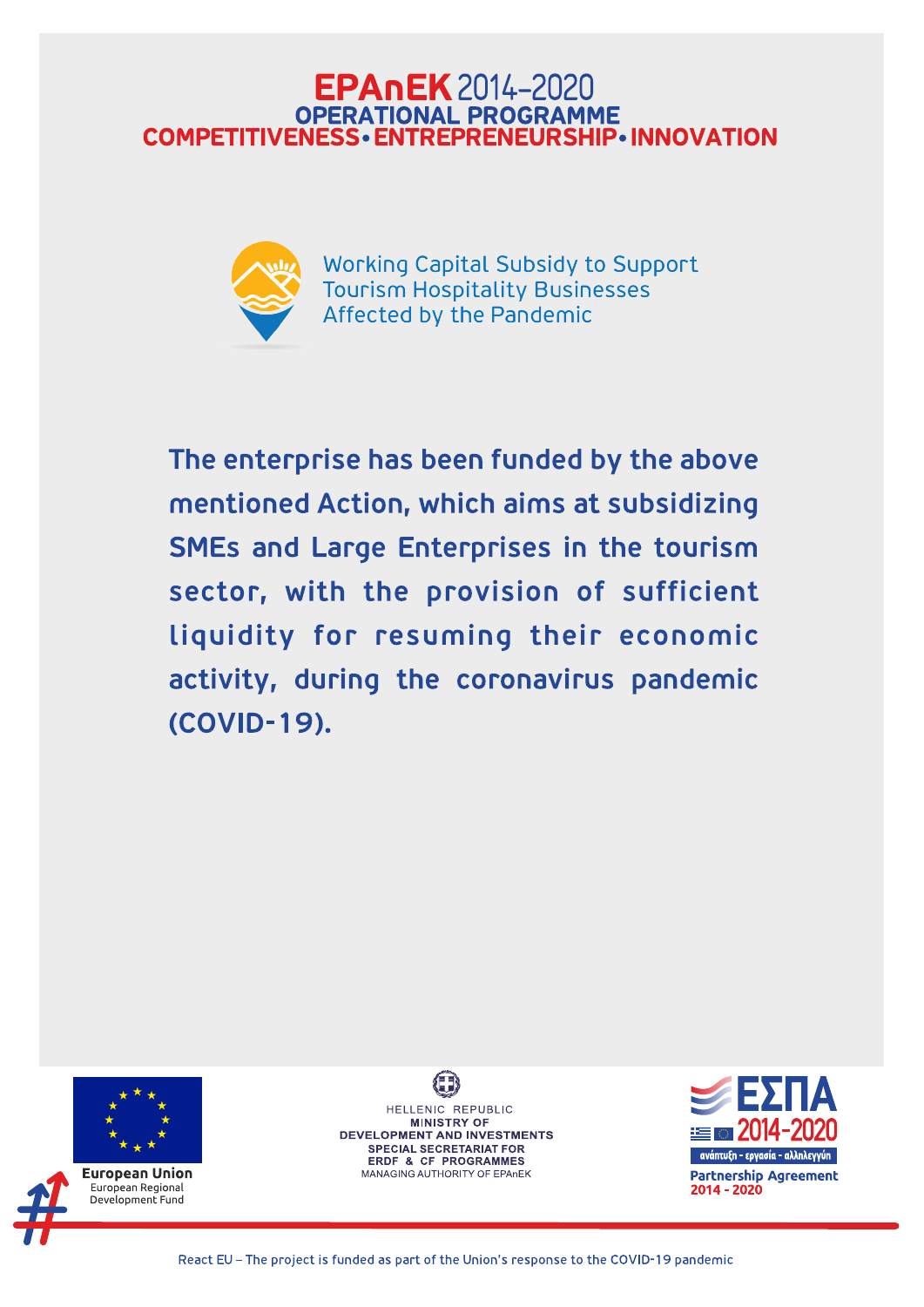# EPAnEK 2014-2020
## OPERATIONAL PROGRAMME
## COMPETITIVENESS • ENTREPRENEURSHIP • INNOVATION

Working Capital Subsidy to Support Tourism Hospitality Businesses Affected by the Pandemic

**The enterprise has been funded by the above mentioned Action, which aims at subsidizing SMEs and Large Enterprises in the tourism sector, with the provision of sufficient liquidity for resuming their economic activity, during the coronavirus pandemic (COVID-19).**

European Union
European Regional Development Fund

HELLENIC REPUBLIC
MINISTRY OF DEVELOPMENT AND INVESTMENTS
SPECIAL SECRETARIAT FOR ERDF & CF PROGRAMMES
MANAGING AUTHORITY OF EPAnEK

ΕΣΠΑ 2014-2020
ανάπτυξη - εργασία - αλληλεγγύη
Partnership Agreement
2014 - 2020

React EU – The project is funded as part of the Union's response to the COVID-19 pandemic